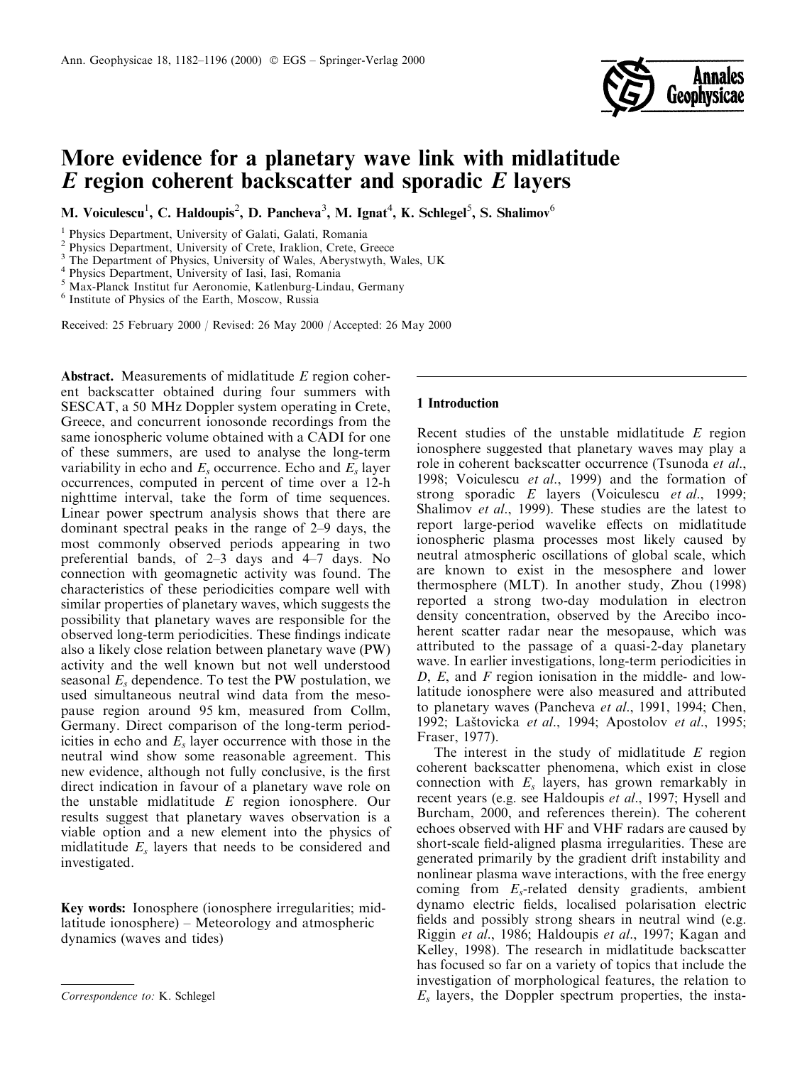# More evidence for a planetary wave link with midlatitude $E$ region coherent backscatter and sporadic $E$ layers

M. Voiculescu[1], C. Haldoupis[2], D. Pancheva[3], M. Ignat[4], K. Schlegel[5], S. Shalimov[6]

[1] Physics Department, University of Galati, Galati, Romania
[2] Physics Department, University of Crete, Iraklion, Crete, Greece
[3] The Department of Physics, University of Wales, Aberystwyth, Wales, UK
[4] Physics Department, University of Iasi, Iasi, Romania
[5] Max-Planck Institut fur Aeronomie, Katlenburg-Lindau, Germany
[6] Institute of Physics of the Earth, Moscow, Russia

Received: 25 February 2000 / Revised: 26 May 2000 / Accepted: 26 May 2000

**Abstract.** Measurements of midlatitude $E$ region coherent backscatter obtained during four summers with SESCAT, a 50 MHz Doppler system operating in Crete, Greece, and concurrent ionosonde recordings from the same ionospheric volume obtained with a CADI for one of these summers, are used to analyse the long-term variability in echo and $E_s$ occurrence. Echo and $E_s$ layer occurrences, computed in percent of time over a 12-h nighttime interval, take the form of time sequences. Linear power spectrum analysis shows that there are dominant spectral peaks in the range of 2–9 days, the most commonly observed periods appearing in two preferential bands, of 2–3 days and 4–7 days. No connection with geomagnetic activity was found. The characteristics of these periodicities compare well with similar properties of planetary waves, which suggests the possibility that planetary waves are responsible for the observed long-term periodicities. These findings indicate also a likely close relation between planetary wave (PW) activity and the well known but not well understood seasonal $E_s$ dependence. To test the PW postulation, we used simultaneous neutral wind data from the mesopause region around 95 km, measured from Collm, Germany. Direct comparison of the long-term periodicities in echo and $E_s$ layer occurrence with those in the neutral wind show some reasonable agreement. This new evidence, although not fully conclusive, is the first direct indication in favour of a planetary wave role on the unstable midlatitude $E$ region ionosphere. Our results suggest that planetary waves observation is a viable option and a new element into the physics of midlatitude $E_s$ layers that needs to be considered and investigated.

**Key words:** Ionosphere (ionosphere irregularities; midlatitude ionosphere) – Meteorology and atmospheric dynamics (waves and tides)

*Correspondence to:* K. Schlegel

## 1 Introduction

Recent studies of the unstable midlatitude $E$ region ionosphere suggested that planetary waves may play a role in coherent backscatter occurrence (Tsunoda *et al*., 1998; Voiculescu *et al*., 1999) and the formation of strong sporadic $E$ layers (Voiculescu *et al*., 1999; Shalimov *et al*., 1999). These studies are the latest to report large-period wavelike effects on midlatitude ionospheric plasma processes most likely caused by neutral atmospheric oscillations of global scale, which are known to exist in the mesosphere and lower thermosphere (MLT). In another study, Zhou (1998) reported a strong two-day modulation in electron density concentration, observed by the Arecibo incoherent scatter radar near the mesopause, which was attributed to the passage of a quasi-2-day planetary wave. In earlier investigations, long-term periodicities in $D$, $E$, and $F$ region ionisation in the middle- and low-latitude ionosphere were also measured and attributed to planetary waves (Pancheva *et al*., 1991, 1994; Chen, 1992; Laštovicka *et al*., 1994; Apostolov *et al*., 1995; Fraser, 1977).

The interest in the study of midlatitude $E$ region coherent backscatter phenomena, which exist in close connection with $E_s$ layers, has grown remarkably in recent years (e.g. see Haldoupis *et al*., 1997; Hysell and Burcham, 2000, and references therein). The coherent echoes observed with HF and VHF radars are caused by short-scale field-aligned plasma irregularities. These are generated primarily by the gradient drift instability and nonlinear plasma wave interactions, with the free energy coming from $E_s$-related density gradients, ambient dynamo electric fields, localised polarisation electric fields and possibly strong shears in neutral wind (e.g. Riggin *et al*., 1986; Haldoupis *et al*., 1997; Kagan and Kelley, 1998). The research in midlatitude backscatter has focused so far on a variety of topics that include the investigation of morphological features, the relation to $E_s$ layers, the Doppler spectrum properties, the insta-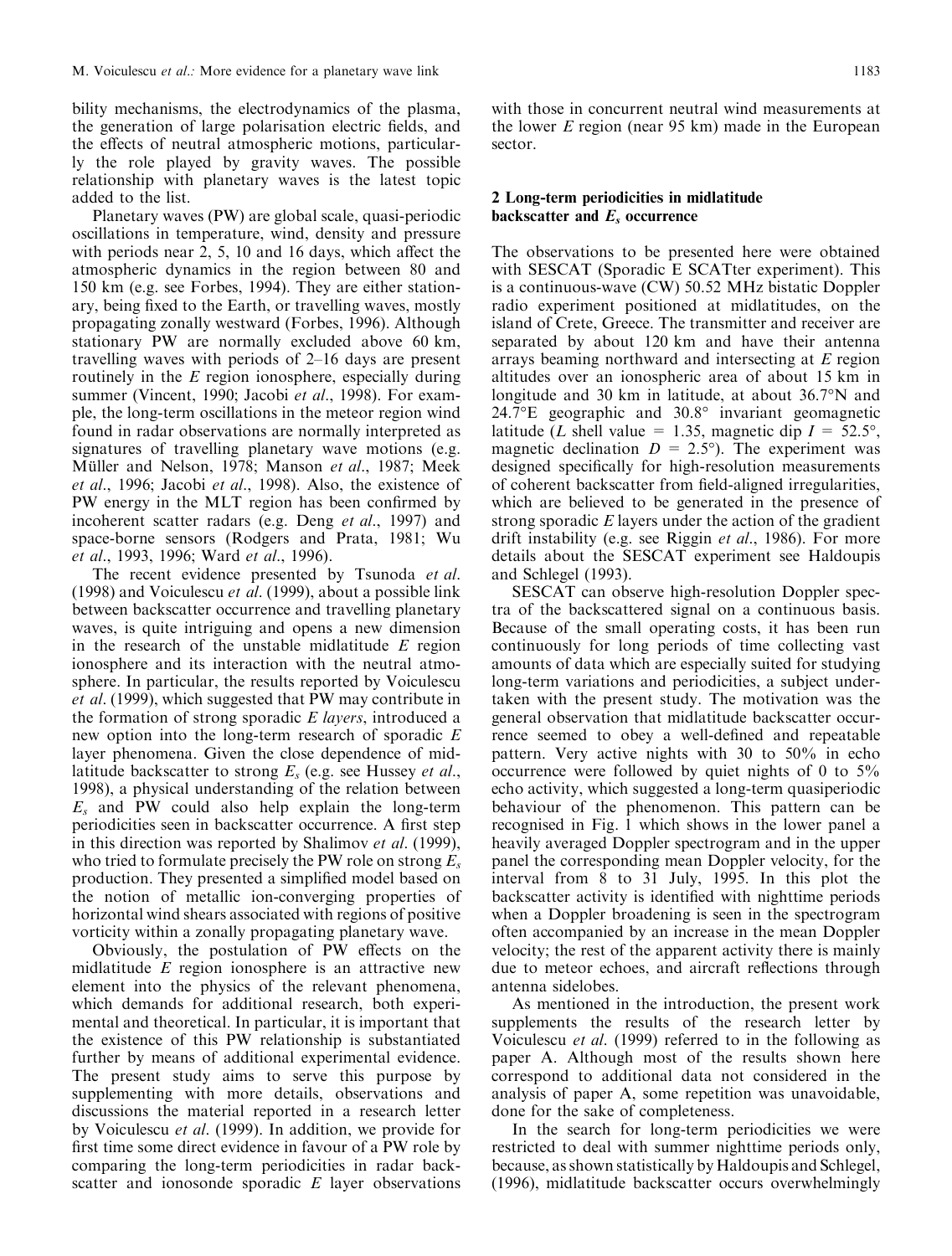bility mechanisms, the electrodynamics of the plasma, the generation of large polarisation electric fields, and the effects of neutral atmospheric motions, particularly the role played by gravity waves. The possible relationship with planetary waves is the latest topic added to the list.

Planetary waves (PW) are global scale, quasi-periodic oscillations in temperature, wind, density and pressure with periods near 2, 5, 10 and 16 days, which affect the atmospheric dynamics in the region between 80 and 150 km (e.g. see Forbes, 1994). They are either stationary, being fixed to the Earth, or travelling waves, mostly propagating zonally westward (Forbes, 1996). Although stationary PW are normally excluded above 60 km, travelling waves with periods of 2–16 days are present routinely in the *E* region ionosphere, especially during summer (Vincent, 1990; Jacobi *et al*., 1998). For example, the long-term oscillations in the meteor region wind found in radar observations are normally interpreted as signatures of travelling planetary wave motions (e.g. Müller and Nelson, 1978; Manson *et al*., 1987; Meek *et al*., 1996; Jacobi *et al*., 1998). Also, the existence of PW energy in the MLT region has been confirmed by incoherent scatter radars (e.g. Deng *et al*., 1997) and space-borne sensors (Rodgers and Prata, 1981; Wu *et al*., 1993, 1996; Ward *et al*., 1996).

The recent evidence presented by Tsunoda *et al*. (1998) and Voiculescu *et al*. (1999), about a possible link between backscatter occurrence and travelling planetary waves, is quite intriguing and opens a new dimension in the research of the unstable midlatitude *E* region ionosphere and its interaction with the neutral atmosphere. In particular, the results reported by Voiculescu *et al*. (1999), which suggested that PW may contribute in the formation of strong sporadic *E layers*, introduced a new option into the long-term research of sporadic *E* layer phenomena. Given the close dependence of midlatitude backscatter to strong $E_s$ (e.g. see Hussey *et al*., 1998), a physical understanding of the relation between $E_s$ and PW could also help explain the long-term periodicities seen in backscatter occurrence. A first step in this direction was reported by Shalimov *et al*. (1999), who tried to formulate precisely the PW role on strong $E_s$ production. They presented a simplified model based on the notion of metallic ion-converging properties of horizontal wind shears associated with regions of positive vorticity within a zonally propagating planetary wave.

Obviously, the postulation of PW effects on the midlatitude *E* region ionosphere is an attractive new element into the physics of the relevant phenomena, which demands for additional research, both experimental and theoretical. In particular, it is important that the existence of this PW relationship is substantiated further by means of additional experimental evidence. The present study aims to serve this purpose by supplementing with more details, observations and discussions the material reported in a research letter by Voiculescu *et al*. (1999). In addition, we provide for first time some direct evidence in favour of a PW role by comparing the long-term periodicities in radar backscatter and ionosonde sporadic *E* layer observations with those in concurrent neutral wind measurements at the lower *E* region (near 95 km) made in the European sector.

## 2 Long-term periodicities in midlatitude backscatter and $E_s$ occurrence

The observations to be presented here were obtained with SESCAT (Sporadic E SCATter experiment). This is a continuous-wave (CW) 50.52 MHz bistatic Doppler radio experiment positioned at midlatitudes, on the island of Crete, Greece. The transmitter and receiver are separated by about 120 km and have their antenna arrays beaming northward and intersecting at *E* region altitudes over an ionospheric area of about 15 km in longitude and 30 km in latitude, at about 36.7°N and 24.7°E geographic and 30.8° invariant geomagnetic latitude (*L* shell value = 1.35, magnetic dip $I = 52.5°$, magnetic declination $D = 2.5°$). The experiment was designed specifically for high-resolution measurements of coherent backscatter from field-aligned irregularities, which are believed to be generated in the presence of strong sporadic *E* layers under the action of the gradient drift instability (e.g. see Riggin *et al*., 1986). For more details about the SESCAT experiment see Haldoupis and Schlegel (1993).

SESCAT can observe high-resolution Doppler spectra of the backscattered signal on a continuous basis. Because of the small operating costs, it has been run continuously for long periods of time collecting vast amounts of data which are especially suited for studying long-term variations and periodicities, a subject undertaken with the present study. The motivation was the general observation that midlatitude backscatter occurrence seemed to obey a well-defined and repeatable pattern. Very active nights with 30 to 50% in echo occurrence were followed by quiet nights of 0 to 5% echo activity, which suggested a long-term quasiperiodic behaviour of the phenomenon. This pattern can be recognised in Fig. 1 which shows in the lower panel a heavily averaged Doppler spectrogram and in the upper panel the corresponding mean Doppler velocity, for the interval from 8 to 31 July, 1995. In this plot the backscatter activity is identified with nighttime periods when a Doppler broadening is seen in the spectrogram often accompanied by an increase in the mean Doppler velocity; the rest of the apparent activity there is mainly due to meteor echoes, and aircraft reflections through antenna sidelobes.

As mentioned in the introduction, the present work supplements the results of the research letter by Voiculescu *et al*. (1999) referred to in the following as paper A. Although most of the results shown here correspond to additional data not considered in the analysis of paper A, some repetition was unavoidable, done for the sake of completeness.

In the search for long-term periodicities we were restricted to deal with summer nighttime periods only, because, as shown statistically by Haldoupis and Schlegel, (1996), midlatitude backscatter occurs overwhelmingly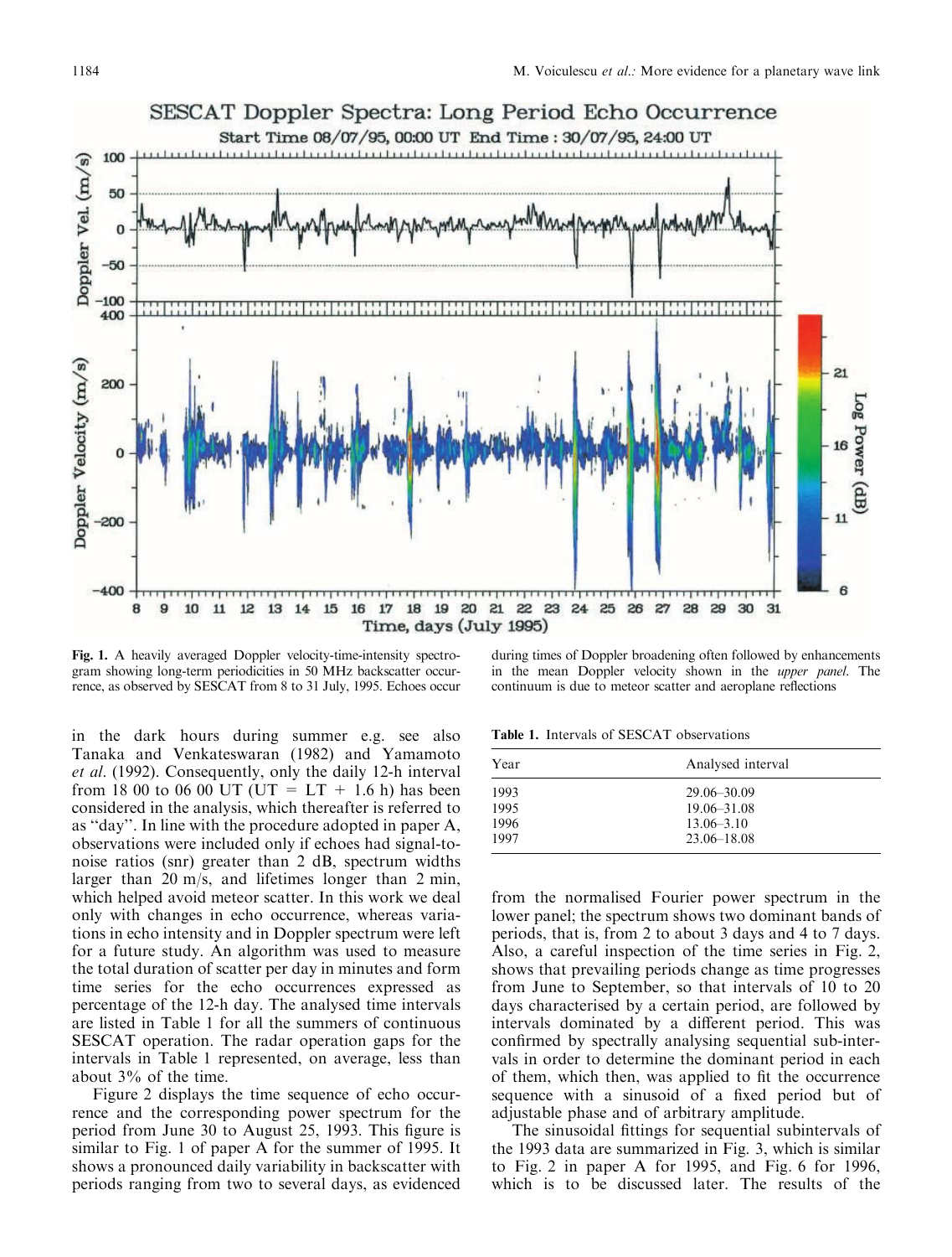Fig. 1. A heavily averaged Doppler velocity-time-intensity spectrogram showing long-term periodicities in 50 MHz backscatter occurrence, as observed by SESCAT from 8 to 31 July, 1995. Echoes occur during times of Doppler broadening often followed by enhancements in the mean Doppler velocity shown in the *upper panel*. The continuum is due to meteor scatter and aeroplane reflections

in the dark hours during summer e.g. see also Tanaka and Venkateswaran (1982) and Yamamoto *et al*. (1992). Consequently, only the daily 12-h interval from 18 00 to 06 00 UT (UT = LT + 1.6 h) has been considered in the analysis, which thereafter is referred to as "day". In line with the procedure adopted in paper A, observations were included only if echoes had signal-to-noise ratios (snr) greater than 2 dB, spectrum widths larger than 20 m/s, and lifetimes longer than 2 min, which helped avoid meteor scatter. In this work we deal only with changes in echo occurrence, whereas variations in echo intensity and in Doppler spectrum were left for a future study. An algorithm was used to measure the total duration of scatter per day in minutes and form time series for the echo occurrences expressed as percentage of the 12-h day. The analysed time intervals are listed in Table 1 for all the summers of continuous SESCAT operation. The radar operation gaps for the intervals in Table 1 represented, on average, less than about 3% of the time.

Figure 2 displays the time sequence of echo occurrence and the corresponding power spectrum for the period from June 30 to August 25, 1993. This figure is similar to Fig. 1 of paper A for the summer of 1995. It shows a pronounced daily variability in backscatter with periods ranging from two to several days, as evidenced from the normalised Fourier power spectrum in the lower panel; the spectrum shows two dominant bands of periods, that is, from 2 to about 3 days and 4 to 7 days. Also, a careful inspection of the time series in Fig. 2, shows that prevailing periods change as time progresses from June to September, so that intervals of 10 to 20 days characterised by a certain period, are followed by intervals dominated by a different period. This was confirmed by spectrally analysing sequential sub-intervals in order to determine the dominant period in each of them, which then, was applied to fit the occurrence sequence with a sinusoid of a fixed period but of adjustable phase and of arbitrary amplitude.

The sinusoidal fittings for sequential subintervals of the 1993 data are summarized in Fig. 3, which is similar to Fig. 2 in paper A for 1995, and Fig. 6 for 1996, which is to be discussed later. The results of the

**Table 1.** Intervals of SESCAT observations

| Year | Analysed interval |
|---|---|
| 1993 | 29.06–30.09 |
| 1995 | 19.06–31.08 |
| 1996 | 13.06–3.10 |
| 1997 | 23.06–18.08 |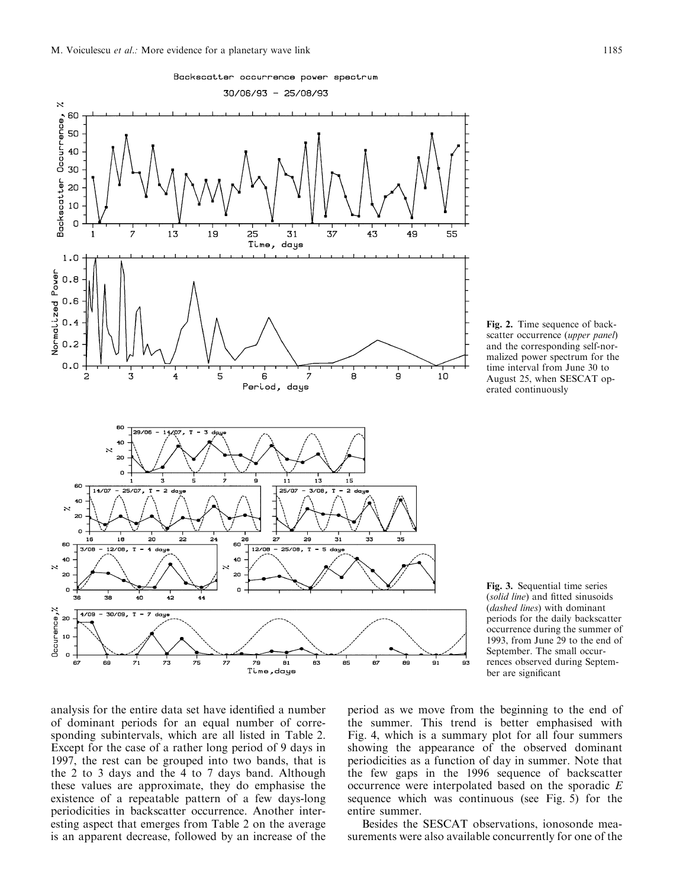Fig. 2. Time sequence of backscatter occurrence (*upper panel*) and the corresponding self-normalized power spectrum for the time interval from June 30 to August 25, when SESCAT operated continuously

Fig. 3. Sequential time series (*solid line*) and fitted sinusoids (*dashed lines*) with dominant periods for the daily backscatter occurrence during the summer of 1993, from June 29 to the end of September. The small occurrences observed during September are significant

analysis for the entire data set have identified a number of dominant periods for an equal number of corresponding subintervals, which are all listed in Table 2. Except for the case of a rather long period of 9 days in 1997, the rest can be grouped into two bands, that is the 2 to 3 days and the 4 to 7 days band. Although these values are approximate, they do emphasise the existence of a repeatable pattern of a few days-long periodicities in backscatter occurrence. Another interesting aspect that emerges from Table 2 on the average is an apparent decrease, followed by an increase of the period as we move from the beginning to the end of the summer. This trend is better emphasised with Fig. 4, which is a summary plot for all four summers showing the appearance of the observed dominant periodicities as a function of day in summer. Note that the few gaps in the 1996 sequence of backscatter occurrence were interpolated based on the sporadic *E* sequence which was continuous (see Fig. 5) for the entire summer.

Besides the SESCAT observations, ionosonde measurements were also available concurrently for one of the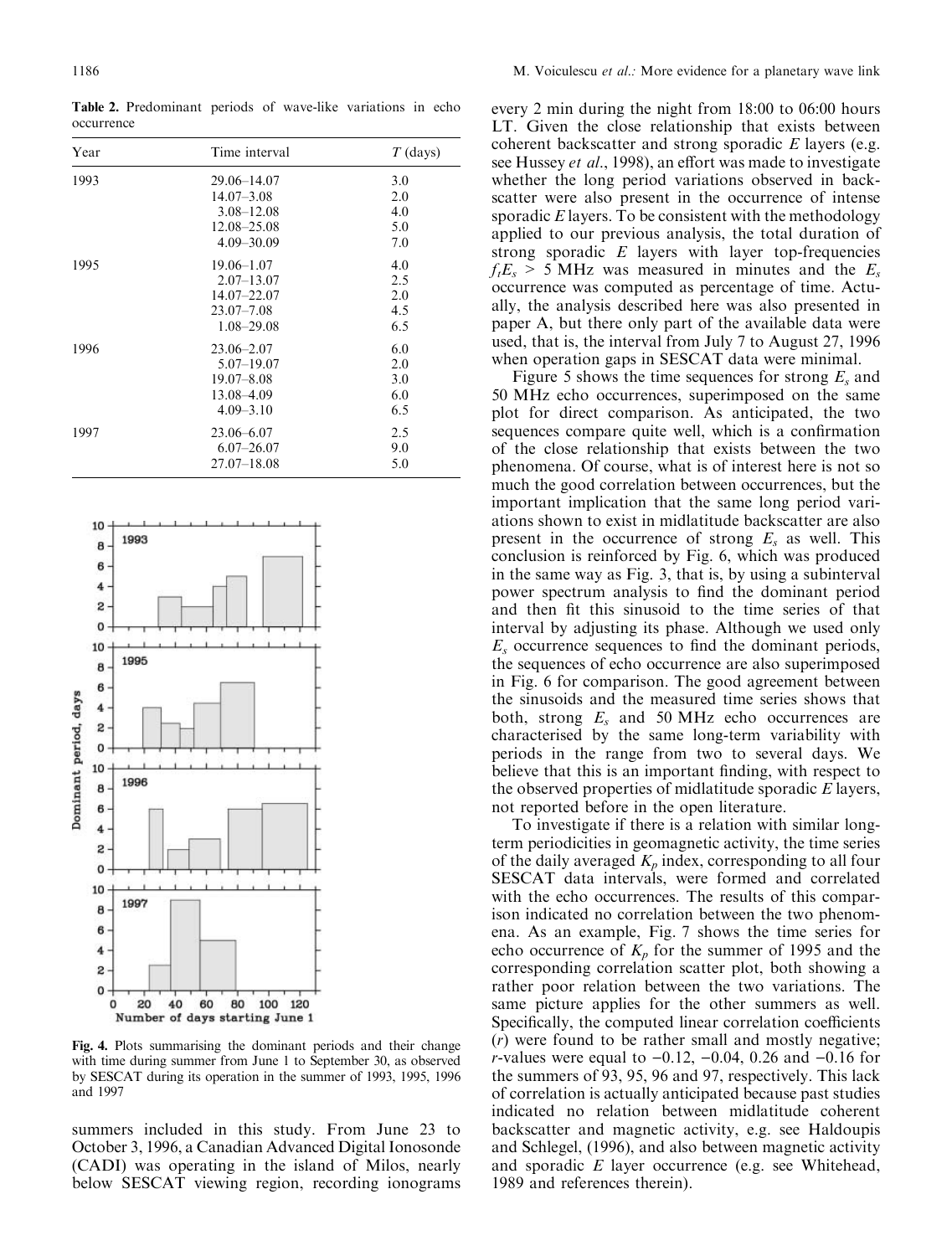**Table 2.** Predominant periods of wave-like variations in echo occurrence

| Year | Time interval | $T$ (days) |
|---|---|---|
| 1993 | 29.06–14.07 | 3.0 |
| | 14.07–3.08 | 2.0 |
| | 3.08–12.08 | 4.0 |
| | 12.08–25.08 | 5.0 |
| | 4.09–30.09 | 7.0 |
| 1995 | 19.06–1.07 | 4.0 |
| | 2.07–13.07 | 2.5 |
| | 14.07–22.07 | 2.0 |
| | 23.07–7.08 | 4.5 |
| | 1.08–29.08 | 6.5 |
| 1996 | 23.06–2.07 | 6.0 |
| | 5.07–19.07 | 2.0 |
| | 19.07–8.08 | 3.0 |
| | 13.08–4.09 | 6.0 |
| | 4.09–3.10 | 6.5 |
| 1997 | 23.06–6.07 | 2.5 |
| | 6.07–26.07 | 9.0 |
| | 27.07–18.08 | 5.0 |

**Fig. 4.** Plots summarising the dominant periods and their change with time during summer from June 1 to September 30, as observed by SESCAT during its operation in the summer of 1993, 1995, 1996 and 1997

summers included in this study. From June 23 to October 3, 1996, a Canadian Advanced Digital Ionosonde (CADI) was operating in the island of Milos, nearly below SESCAT viewing region, recording ionograms every 2 min during the night from 18:00 to 06:00 hours LT. Given the close relationship that exists between coherent backscatter and strong sporadic $E$ layers (e.g. see Hussey *et al*., 1998), an effort was made to investigate whether the long period variations observed in backscatter were also present in the occurrence of intense sporadic $E$ layers. To be consistent with the methodology applied to our previous analysis, the total duration of strong sporadic $E$ layers with layer top-frequencies $f_tE_s > 5$ MHz was measured in minutes and the $E_s$ occurrence was computed as percentage of time. Actually, the analysis described here was also presented in paper A, but there only part of the available data were used, that is, the interval from July 7 to August 27, 1996 when operation gaps in SESCAT data were minimal.

Figure 5 shows the time sequences for strong $E_s$ and 50 MHz echo occurrences, superimposed on the same plot for direct comparison. As anticipated, the two sequences compare quite well, which is a confirmation of the close relationship that exists between the two phenomena. Of course, what is of interest here is not so much the good correlation between occurrences, but the important implication that the same long period variations shown to exist in midlatitude backscatter are also present in the occurrence of strong $E_s$ as well. This conclusion is reinforced by Fig. 6, which was produced in the same way as Fig. 3, that is, by using a subinterval power spectrum analysis to find the dominant period and then fit this sinusoid to the time series of that interval by adjusting its phase. Although we used only $E_s$ occurrence sequences to find the dominant periods, the sequences of echo occurrence are also superimposed in Fig. 6 for comparison. The good agreement between the sinusoids and the measured time series shows that both, strong $E_s$ and 50 MHz echo occurrences are characterised by the same long-term variability with periods in the range from two to several days. We believe that this is an important finding, with respect to the observed properties of midlatitude sporadic $E$ layers, not reported before in the open literature.

To investigate if there is a relation with similar long-term periodicities in geomagnetic activity, the time series of the daily averaged $K_p$ index, corresponding to all four SESCAT data intervals, were formed and correlated with the echo occurrences. The results of this comparison indicated no correlation between the two phenomena. As an example, Fig. 7 shows the time series for echo occurrence of $K_p$ for the summer of 1995 and the corresponding correlation scatter plot, both showing a rather poor relation between the two variations. The same picture applies for the other summers as well. Specifically, the computed linear correlation coefficients ($r$) were found to be rather small and mostly negative; $r$-values were equal to $-0.12$, $-0.04$, 0.26 and $-0.16$ for the summers of 93, 95, 96 and 97, respectively. This lack of correlation is actually anticipated because past studies indicated no relation between midlatitude coherent backscatter and magnetic activity, e.g. see Haldoupis and Schlegel, (1996), and also between magnetic activity and sporadic $E$ layer occurrence (e.g. see Whitehead, 1989 and references therein).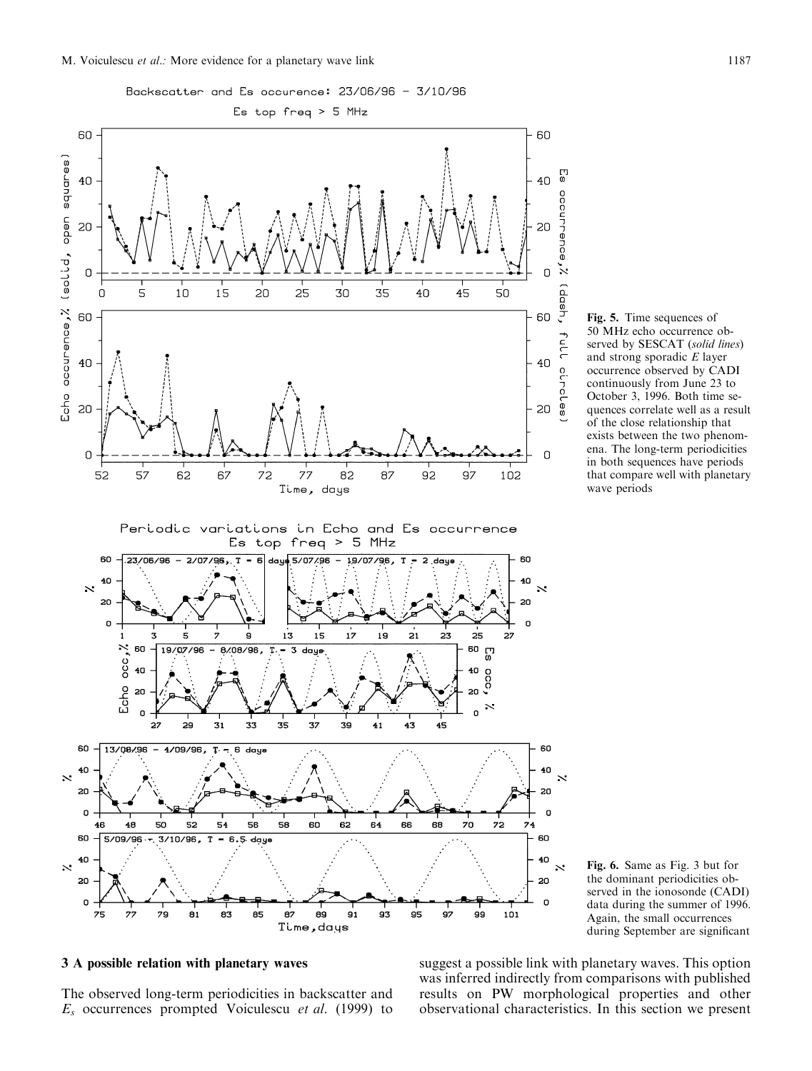**Fig. 5.** Time sequences of 50 MHz echo occurrence observed by SESCAT (*solid lines*) and strong sporadic *E* layer occurrence observed by CADI continuously from June 23 to October 3, 1996. Both time sequences correlate well as a result of the close relationship that exists between the two phenomena. The long-term periodicities in both sequences have periods that compare well with planetary wave periods

**Fig. 6.** Same as Fig. 3 but for the dominant periodicities observed in the ionosonde (CADI) data during the summer of 1996. Again, the small occurrences during September are significant

## 3 A possible relation with planetary waves

The observed long-term periodicities in backscatter and $E_s$ occurrences prompted Voiculescu *et al.* (1999) to suggest a possible link with planetary waves. This option was inferred indirectly from comparisons with published results on PW morphological properties and other observational characteristics. In this section we present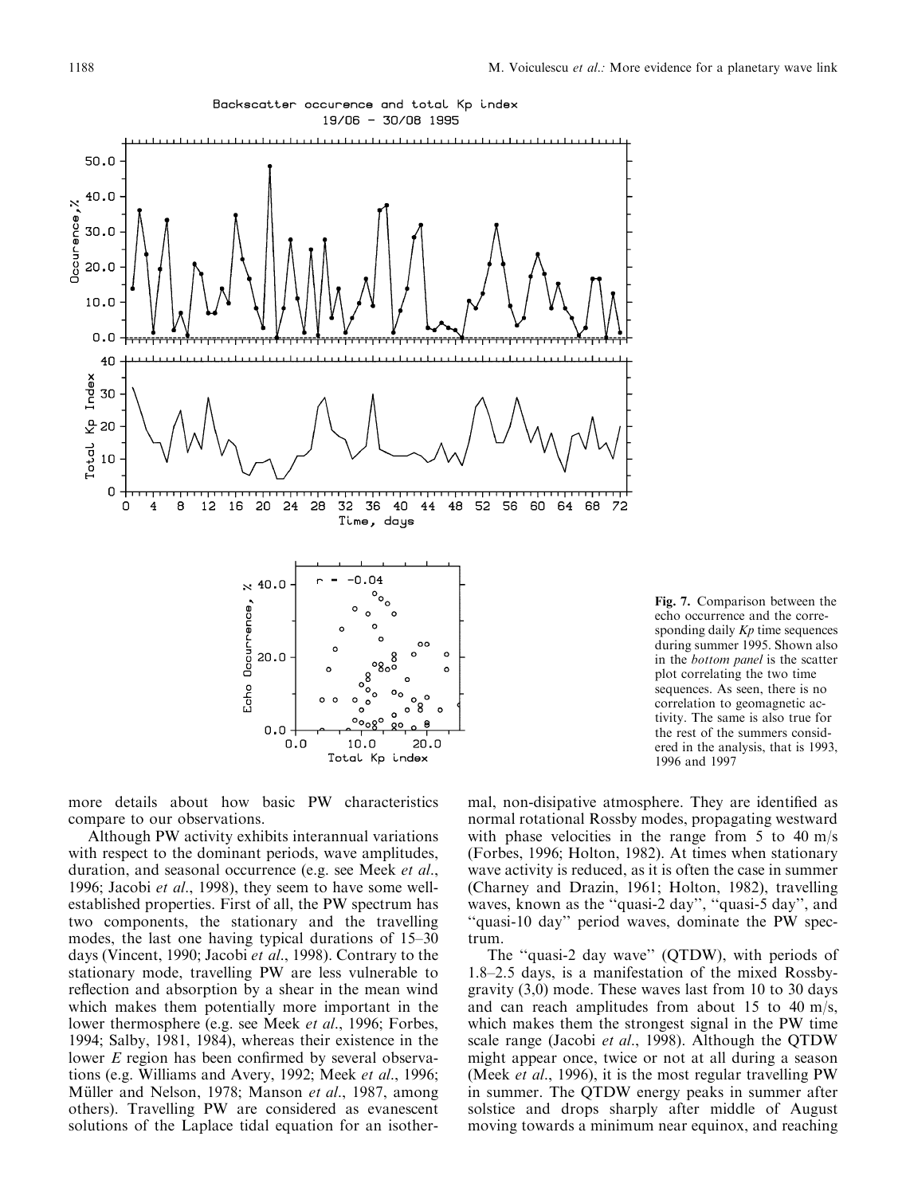**Fig. 7.** Comparison between the echo occurrence and the corresponding daily *Kp* time sequences during summer 1995. Shown also in the *bottom panel* is the scatter plot correlating the two time sequences. As seen, there is no correlation to geomagnetic activity. The same is also true for the rest of the summers considered in the analysis, that is 1993, 1996 and 1997

more details about how basic PW characteristics compare to our observations.

Although PW activity exhibits interannual variations with respect to the dominant periods, wave amplitudes, duration, and seasonal occurrence (e.g. see Meek *et al*., 1996; Jacobi *et al*., 1998), they seem to have some well-established properties. First of all, the PW spectrum has two components, the stationary and the travelling modes, the last one having typical durations of 15–30 days (Vincent, 1990; Jacobi *et al*., 1998). Contrary to the stationary mode, travelling PW are less vulnerable to reflection and absorption by a shear in the mean wind which makes them potentially more important in the lower thermosphere (e.g. see Meek *et al*., 1996; Forbes, 1994; Salby, 1981, 1984), whereas their existence in the lower *E* region has been confirmed by several observations (e.g. Williams and Avery, 1992; Meek *et al*., 1996; Müller and Nelson, 1978; Manson *et al*., 1987, among others). Travelling PW are considered as evanescent solutions of the Laplace tidal equation for an isothermal, non-disipative atmosphere. They are identified as normal rotational Rossby modes, propagating westward with phase velocities in the range from 5 to 40 m/s (Forbes, 1996; Holton, 1982). At times when stationary wave activity is reduced, as it is often the case in summer (Charney and Drazin, 1961; Holton, 1982), travelling waves, known as the "quasi-2 day", "quasi-5 day", and "quasi-10 day" period waves, dominate the PW spectrum.

The "quasi-2 day wave" (QTDW), with periods of 1.8–2.5 days, is a manifestation of the mixed Rossby-gravity (3,0) mode. These waves last from 10 to 30 days and can reach amplitudes from about 15 to 40 m/s, which makes them the strongest signal in the PW time scale range (Jacobi *et al*., 1998). Although the QTDW might appear once, twice or not at all during a season (Meek *et al*., 1996), it is the most regular travelling PW in summer. The QTDW energy peaks in summer after solstice and drops sharply after middle of August moving towards a minimum near equinox, and reaching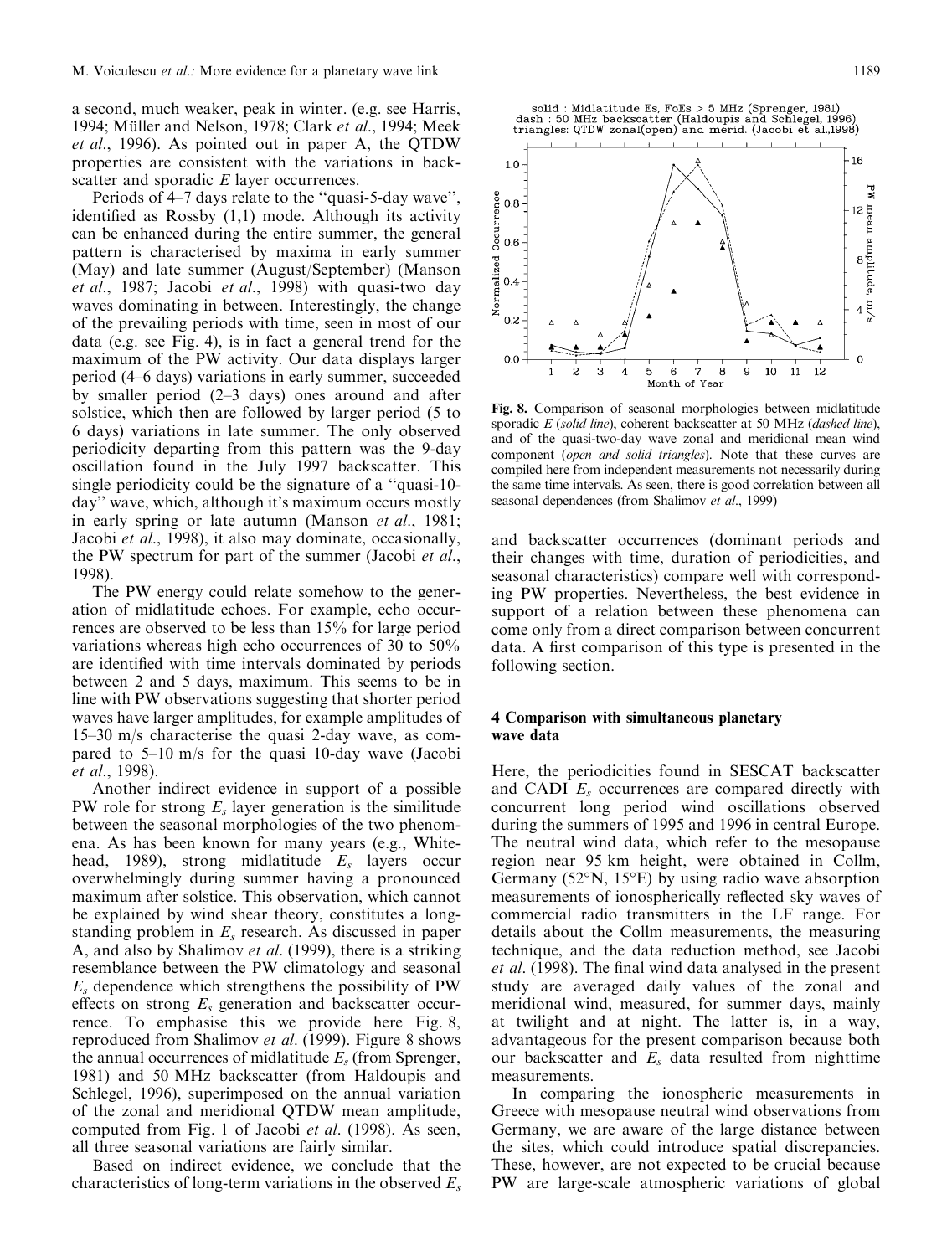a second, much weaker, peak in winter. (e.g. see Harris, 1994; Müller and Nelson, 1978; Clark *et al*., 1994; Meek *et al*., 1996). As pointed out in paper A, the QTDW properties are consistent with the variations in backscatter and sporadic $E$ layer occurrences.

Periods of 4–7 days relate to the "quasi-5-day wave", identified as Rossby (1,1) mode. Although its activity can be enhanced during the entire summer, the general pattern is characterised by maxima in early summer (May) and late summer (August/September) (Manson *et al*., 1987; Jacobi *et al*., 1998) with quasi-two day waves dominating in between. Interestingly, the change of the prevailing periods with time, seen in most of our data (e.g. see Fig. 4), is in fact a general trend for the maximum of the PW activity. Our data displays larger period (4–6 days) variations in early summer, succeeded by smaller period (2–3 days) ones around and after solstice, which then are followed by larger period (5 to 6 days) variations in late summer. The only observed periodicity departing from this pattern was the 9-day oscillation found in the July 1997 backscatter. This single periodicity could be the signature of a "quasi-10-day" wave, which, although it's maximum occurs mostly in early spring or late autumn (Manson *et al*., 1981; Jacobi *et al*., 1998), it also may dominate, occasionally, the PW spectrum for part of the summer (Jacobi *et al*., 1998).

The PW energy could relate somehow to the generation of midlatitude echoes. For example, echo occurrences are observed to be less than 15% for large period variations whereas high echo occurrences of 30 to 50% are identified with time intervals dominated by periods between 2 and 5 days, maximum. This seems to be in line with PW observations suggesting that shorter period waves have larger amplitudes, for example amplitudes of 15–30 m/s characterise the quasi 2-day wave, as compared to 5–10 m/s for the quasi 10-day wave (Jacobi *et al*., 1998).

Another indirect evidence in support of a possible PW role for strong $E_s$ layer generation is the similitude between the seasonal morphologies of the two phenomena. As has been known for many years (e.g., Whitehead, 1989), strong midlatitude $E_s$ layers occur overwhelmingly during summer having a pronounced maximum after solstice. This observation, which cannot be explained by wind shear theory, constitutes a longstanding problem in $E_s$ research. As discussed in paper A, and also by Shalimov *et al*. (1999), there is a striking resemblance between the PW climatology and seasonal $E_s$ dependence which strengthens the possibility of PW effects on strong $E_s$ generation and backscatter occurrence. To emphasise this we provide here Fig. 8, reproduced from Shalimov *et al*. (1999). Figure 8 shows the annual occurrences of midlatitude $E_s$ (from Sprenger, 1981) and 50 MHz backscatter (from Haldoupis and Schlegel, 1996), superimposed on the annual variation of the zonal and meridional QTDW mean amplitude, computed from Fig. 1 of Jacobi *et al*. (1998). As seen, all three seasonal variations are fairly similar.

Based on indirect evidence, we conclude that the characteristics of long-term variations in the observed $E_s$ and backscatter occurrences (dominant periods and their changes with time, duration of periodicities, and seasonal characteristics) compare well with corresponding PW properties. Nevertheless, the best evidence in support of a relation between these phenomena can come only from a direct comparison between concurrent data. A first comparison of this type is presented in the following section.

**Fig. 8.** Comparison of seasonal morphologies between midlatitude sporadic $E$ (*solid line*), coherent backscatter at 50 MHz (*dashed line*), and of the quasi-two-day wave zonal and meridional mean wind component (*open and solid triangles*). Note that these curves are compiled here from independent measurements not necessarily during the same time intervals. As seen, there is good correlation between all seasonal dependences (from Shalimov *et al*., 1999)

## 4 Comparison with simultaneous planetary wave data

Here, the periodicities found in SESCAT backscatter and CADI $E_s$ occurrences are compared directly with concurrent long period wind oscillations observed during the summers of 1995 and 1996 in central Europe. The neutral wind data, which refer to the mesopause region near 95 km height, were obtained in Collm, Germany (52°N, 15°E) by using radio wave absorption measurements of ionospherically reflected sky waves of commercial radio transmitters in the LF range. For details about the Collm measurements, the measuring technique, and the data reduction method, see Jacobi *et al*. (1998). The final wind data analysed in the present study are averaged daily values of the zonal and meridional wind, measured, for summer days, mainly at twilight and at night. The latter is, in a way, advantageous for the present comparison because both our backscatter and $E_s$ data resulted from nighttime measurements.

In comparing the ionospheric measurements in Greece with mesopause neutral wind observations from Germany, we are aware of the large distance between the sites, which could introduce spatial discrepancies. These, however, are not expected to be crucial because PW are large-scale atmospheric variations of global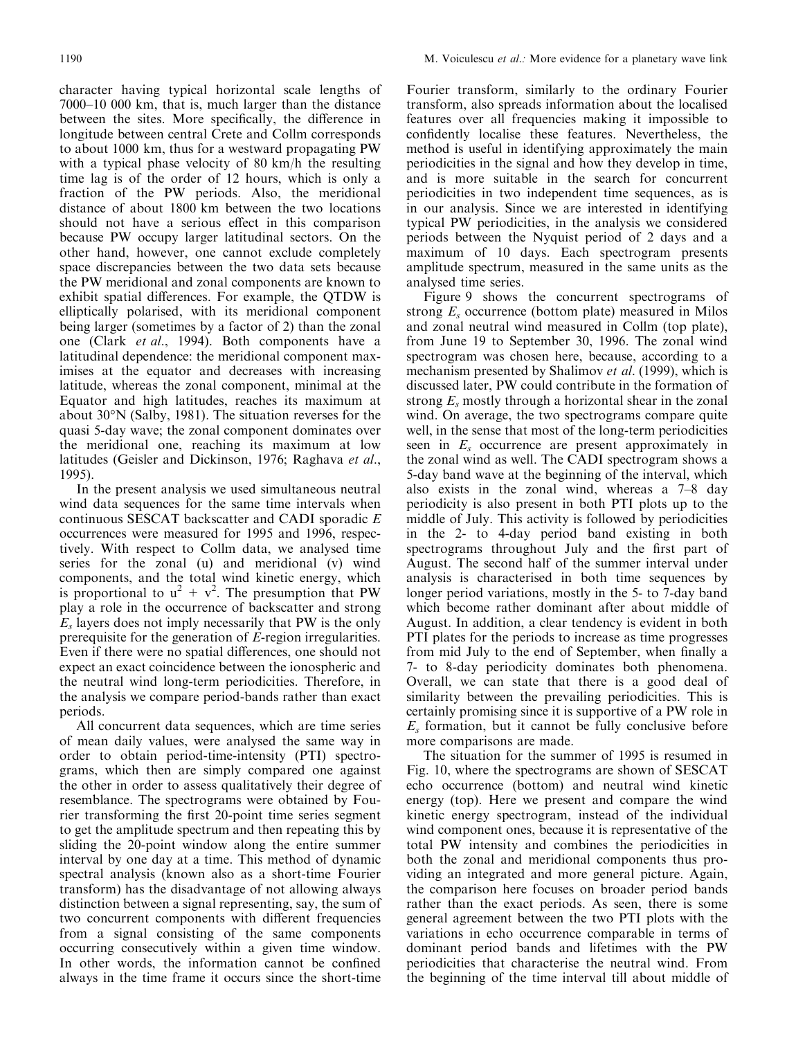character having typical horizontal scale lengths of 7000–10 000 km, that is, much larger than the distance between the sites. More specifically, the difference in longitude between central Crete and Collm corresponds to about 1000 km, thus for a westward propagating PW with a typical phase velocity of 80 km/h the resulting time lag is of the order of 12 hours, which is only a fraction of the PW periods. Also, the meridional distance of about 1800 km between the two locations should not have a serious effect in this comparison because PW occupy larger latitudinal sectors. On the other hand, however, one cannot exclude completely space discrepancies between the two data sets because the PW meridional and zonal components are known to exhibit spatial differences. For example, the QTDW is elliptically polarised, with its meridional component being larger (sometimes by a factor of 2) than the zonal one (Clark *et al*., 1994). Both components have a latitudinal dependence: the meridional component maximises at the equator and decreases with increasing latitude, whereas the zonal component, minimal at the Equator and high latitudes, reaches its maximum at about 30°N (Salby, 1981). The situation reverses for the quasi 5-day wave; the zonal component dominates over the meridional one, reaching its maximum at low latitudes (Geisler and Dickinson, 1976; Raghava *et al*., 1995).

In the present analysis we used simultaneous neutral wind data sequences for the same time intervals when continuous SESCAT backscatter and CADI sporadic *E* occurrences were measured for 1995 and 1996, respectively. With respect to Collm data, we analysed time series for the zonal (u) and meridional (v) wind components, and the total wind kinetic energy, which is proportional to $u^2 + v^2$. The presumption that PW play a role in the occurrence of backscatter and strong $E_s$ layers does not imply necessarily that PW is the only prerequisite for the generation of *E*-region irregularities. Even if there were no spatial differences, one should not expect an exact coincidence between the ionospheric and the neutral wind long-term periodicities. Therefore, in the analysis we compare period-bands rather than exact periods.

All concurrent data sequences, which are time series of mean daily values, were analysed the same way in order to obtain period-time-intensity (PTI) spectrograms, which then are simply compared one against the other in order to assess qualitatively their degree of resemblance. The spectrograms were obtained by Fourier transforming the first 20-point time series segment to get the amplitude spectrum and then repeating this by sliding the 20-point window along the entire summer interval by one day at a time. This method of dynamic spectral analysis (known also as a short-time Fourier transform) has the disadvantage of not allowing always distinction between a signal representing, say, the sum of two concurrent components with different frequencies from a signal consisting of the same components occurring consecutively within a given time window. In other words, the information cannot be confined always in the time frame it occurs since the short-time Fourier transform, similarly to the ordinary Fourier transform, also spreads information about the localised features over all frequencies making it impossible to confidently localise these features. Nevertheless, the method is useful in identifying approximately the main periodicities in the signal and how they develop in time, and is more suitable in the search for concurrent periodicities in two independent time sequences, as is in our analysis. Since we are interested in identifying typical PW periodicities, in the analysis we considered periods between the Nyquist period of 2 days and a maximum of 10 days. Each spectrogram presents amplitude spectrum, measured in the same units as the analysed time series.

Figure 9 shows the concurrent spectrograms of strong $E_s$ occurrence (bottom plate) measured in Milos and zonal neutral wind measured in Collm (top plate), from June 19 to September 30, 1996. The zonal wind spectrogram was chosen here, because, according to a mechanism presented by Shalimov *et al*. (1999), which is discussed later, PW could contribute in the formation of strong $E_s$ mostly through a horizontal shear in the zonal wind. On average, the two spectrograms compare quite well, in the sense that most of the long-term periodicities seen in $E_s$ occurrence are present approximately in the zonal wind as well. The CADI spectrogram shows a 5-day band wave at the beginning of the interval, which also exists in the zonal wind, whereas a 7–8 day periodicity is also present in both PTI plots up to the middle of July. This activity is followed by periodicities in the 2- to 4-day period band existing in both spectrograms throughout July and the first part of August. The second half of the summer interval under analysis is characterised in both time sequences by longer period variations, mostly in the 5- to 7-day band which become rather dominant after about middle of August. In addition, a clear tendency is evident in both PTI plates for the periods to increase as time progresses from mid July to the end of September, when finally a 7- to 8-day periodicity dominates both phenomena. Overall, we can state that there is a good deal of similarity between the prevailing periodicities. This is certainly promising since it is supportive of a PW role in $E_s$ formation, but it cannot be fully conclusive before more comparisons are made.

The situation for the summer of 1995 is resumed in Fig. 10, where the spectrograms are shown of SESCAT echo occurrence (bottom) and neutral wind kinetic energy (top). Here we present and compare the wind kinetic energy spectrogram, instead of the individual wind component ones, because it is representative of the total PW intensity and combines the periodicities in both the zonal and meridional components thus providing an integrated and more general picture. Again, the comparison here focuses on broader period bands rather than the exact periods. As seen, there is some general agreement between the two PTI plots with the variations in echo occurrence comparable in terms of dominant period bands and lifetimes with the PW periodicities that characterise the neutral wind. From the beginning of the time interval till about middle of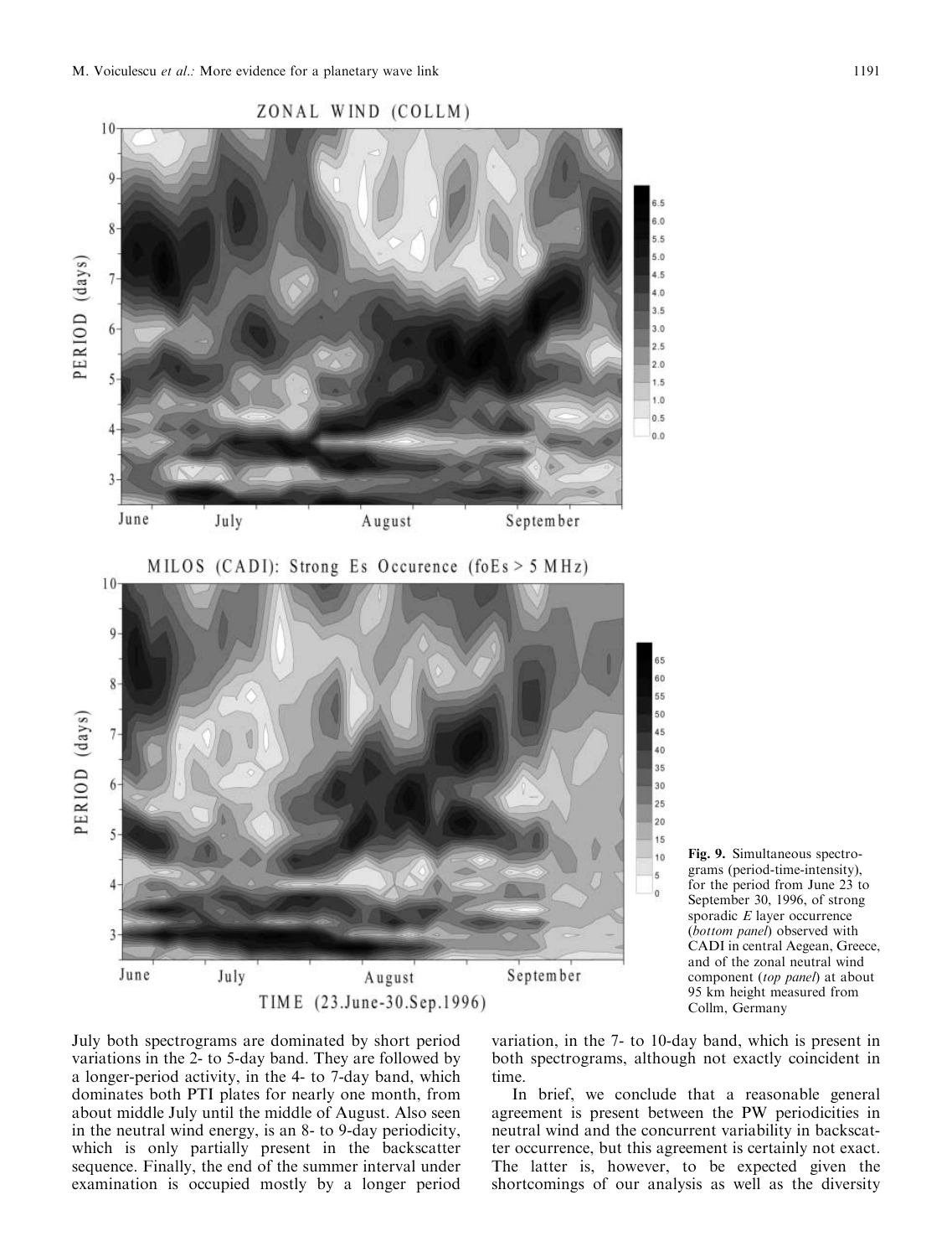Fig. 9. Simultaneous spectrograms (period-time-intensity), for the period from June 23 to September 30, 1996, of strong sporadic *E* layer occurrence (*bottom panel*) observed with CADI in central Aegean, Greece, and of the zonal neutral wind component (*top panel*) at about 95 km height measured from Collm, Germany

July both spectrograms are dominated by short period variations in the 2- to 5-day band. They are followed by a longer-period activity, in the 4- to 7-day band, which dominates both PTI plates for nearly one month, from about middle July until the middle of August. Also seen in the neutral wind energy, is an 8- to 9-day periodicity, which is only partially present in the backscatter sequence. Finally, the end of the summer interval under examination is occupied mostly by a longer period variation, in the 7- to 10-day band, which is present in both spectrograms, although not exactly coincident in time.

In brief, we conclude that a reasonable general agreement is present between the PW periodicities in neutral wind and the concurrent variability in backscatter occurrence, but this agreement is certainly not exact. The latter is, however, to be expected given the shortcomings of our analysis as well as the diversity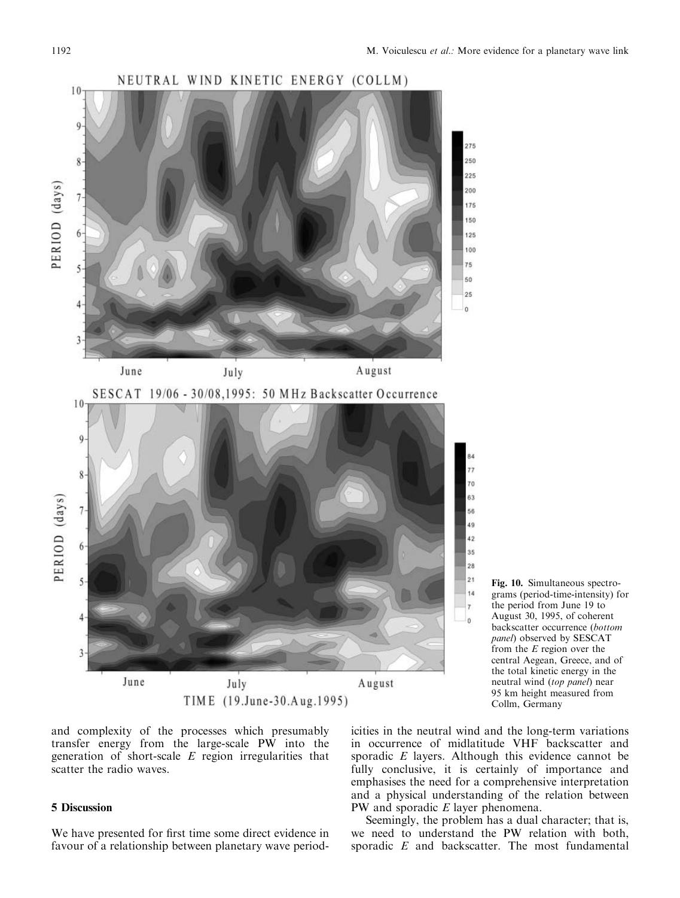Fig. 10. Simultaneous spectrograms (period-time-intensity) for the period from June 19 to August 30, 1995, of coherent backscatter occurrence (*bottom panel*) observed by SESCAT from the *E* region over the central Aegean, Greece, and of the total kinetic energy in the neutral wind (*top panel*) near 95 km height measured from Collm, Germany

and complexity of the processes which presumably transfer energy from the large-scale PW into the generation of short-scale *E* region irregularities that scatter the radio waves.

## 5 Discussion

We have presented for first time some direct evidence in favour of a relationship between planetary wave periodicities in the neutral wind and the long-term variations in occurrence of midlatitude VHF backscatter and sporadic *E* layers. Although this evidence cannot be fully conclusive, it is certainly of importance and emphasises the need for a comprehensive interpretation and a physical understanding of the relation between PW and sporadic *E* layer phenomena.

Seemingly, the problem has a dual character; that is, we need to understand the PW relation with both, sporadic *E* and backscatter. The most fundamental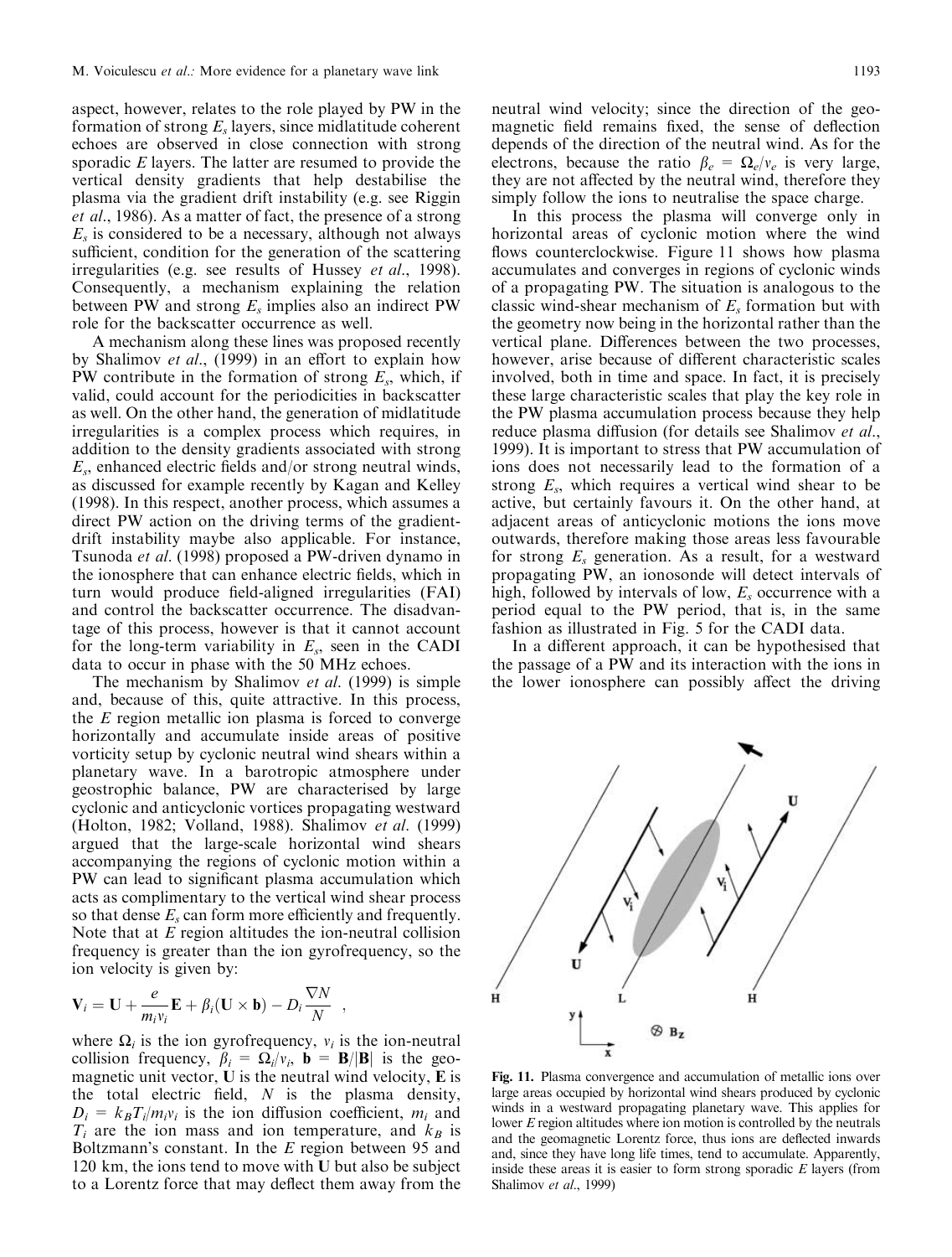aspect, however, relates to the role played by PW in the formation of strong $E_s$ layers, since midlatitude coherent echoes are observed in close connection with strong sporadic $E$ layers. The latter are resumed to provide the vertical density gradients that help destabilise the plasma via the gradient drift instability (e.g. see Riggin *et al*., 1986). As a matter of fact, the presence of a strong $E_s$ is considered to be a necessary, although not always sufficient, condition for the generation of the scattering irregularities (e.g. see results of Hussey *et al*., 1998). Consequently, a mechanism explaining the relation between PW and strong $E_s$ implies also an indirect PW role for the backscatter occurrence as well.

A mechanism along these lines was proposed recently by Shalimov *et al*., (1999) in an effort to explain how PW contribute in the formation of strong $E_s$, which, if valid, could account for the periodicities in backscatter as well. On the other hand, the generation of midlatitude irregularities is a complex process which requires, in addition to the density gradients associated with strong $E_s$, enhanced electric fields and/or strong neutral winds, as discussed for example recently by Kagan and Kelley (1998). In this respect, another process, which assumes a direct PW action on the driving terms of the gradient-drift instability maybe also applicable. For instance, Tsunoda *et al*. (1998) proposed a PW-driven dynamo in the ionosphere that can enhance electric fields, which in turn would produce field-aligned irregularities (FAI) and control the backscatter occurrence. The disadvantage of this process, however is that it cannot account for the long-term variability in $E_s$, seen in the CADI data to occur in phase with the 50 MHz echoes.

The mechanism by Shalimov *et al*. (1999) is simple and, because of this, quite attractive. In this process, the $E$ region metallic ion plasma is forced to converge horizontally and accumulate inside areas of positive vorticity setup by cyclonic neutral wind shears within a planetary wave. In a barotropic atmosphere under geostrophic balance, PW are characterised by large cyclonic and anticyclonic vortices propagating westward (Holton, 1982; Volland, 1988). Shalimov *et al*. (1999) argued that the large-scale horizontal wind shears accompanying the regions of cyclonic motion within a PW can lead to significant plasma accumulation which acts as complimentary to the vertical wind shear process so that dense $E_s$ can form more efficiently and frequently. Note that at $E$ region altitudes the ion-neutral collision frequency is greater than the ion gyrofrequency, so the ion velocity is given by:

$$\mathbf{V}_i = \mathbf{U} + \frac{e}{m_i \nu_i}\mathbf{E} + \beta_i(\mathbf{U} \times \mathbf{b}) - D_i \frac{\nabla N}{N} \quad ,$$

where $\Omega_i$ is the ion gyrofrequency, $\nu_i$ is the ion-neutral collision frequency, $\beta_i = \Omega_i/\nu_i$, $\mathbf{b} = \mathbf{B}/|\mathbf{B}|$ is the geomagnetic unit vector, $\mathbf{U}$ is the neutral wind velocity, $\mathbf{E}$ is the total electric field, $N$ is the plasma density, $D_i = k_B T_i/m_i \nu_i$ is the ion diffusion coefficient, $m_i$ and $T_i$ are the ion mass and ion temperature, and $k_B$ is Boltzmann's constant. In the $E$ region between 95 and 120 km, the ions tend to move with $\mathbf{U}$ but also be subject to a Lorentz force that may deflect them away from the neutral wind velocity; since the direction of the geomagnetic field remains fixed, the sense of deflection depends of the direction of the neutral wind. As for the electrons, because the ratio $\beta_e = \Omega_e/\nu_e$ is very large, they are not affected by the neutral wind, therefore they simply follow the ions to neutralise the space charge.

In this process the plasma will converge only in horizontal areas of cyclonic motion where the wind flows counterclockwise. Figure 11 shows how plasma accumulates and converges in regions of cyclonic winds of a propagating PW. The situation is analogous to the classic wind-shear mechanism of $E_s$ formation but with the geometry now being in the horizontal rather than the vertical plane. Differences between the two processes, however, arise because of different characteristic scales involved, both in time and space. In fact, it is precisely these large characteristic scales that play the key role in the PW plasma accumulation process because they help reduce plasma diffusion (for details see Shalimov *et al*., 1999). It is important to stress that PW accumulation of ions does not necessarily lead to the formation of a strong $E_s$, which requires a vertical wind shear to be active, but certainly favours it. On the other hand, at adjacent areas of anticyclonic motions the ions move outwards, therefore making those areas less favourable for strong $E_s$ generation. As a result, for a westward propagating PW, an ionosonde will detect intervals of high, followed by intervals of low, $E_s$ occurrence with a period equal to the PW period, that is, in the same fashion as illustrated in Fig. 5 for the CADI data.

In a different approach, it can be hypothesised that the passage of a PW and its interaction with the ions in the lower ionosphere can possibly affect the driving

**Fig. 11.** Plasma convergence and accumulation of metallic ions over large areas occupied by horizontal wind shears produced by cyclonic winds in a westward propagating planetary wave. This applies for lower $E$ region altitudes where ion motion is controlled by the neutrals and the geomagnetic Lorentz force, thus ions are deflected inwards and, since they have long life times, tend to accumulate. Apparently, inside these areas it is easier to form strong sporadic $E$ layers (from Shalimov *et al*., 1999)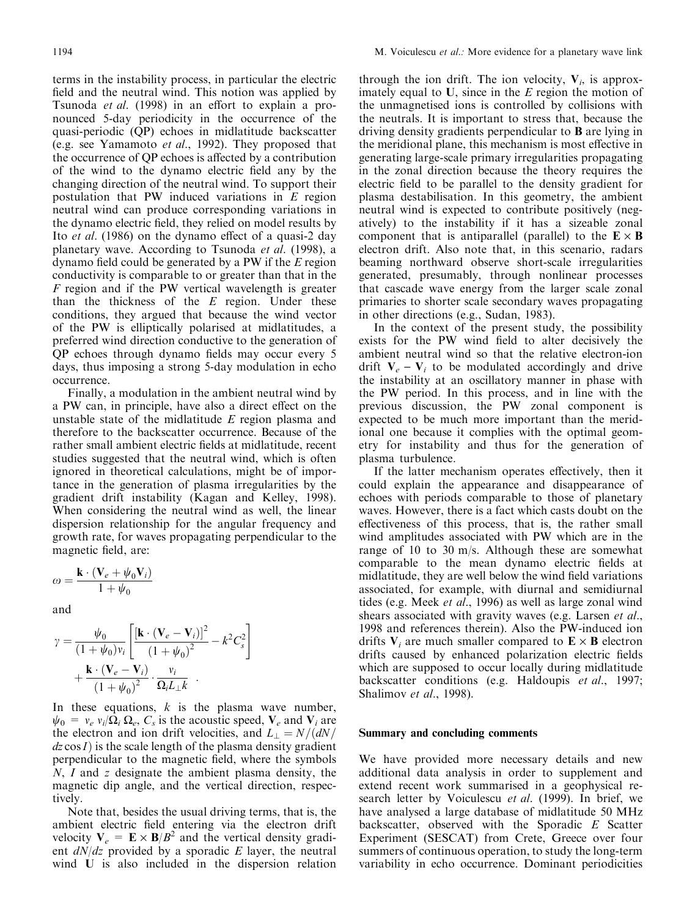terms in the instability process, in particular the electric field and the neutral wind. This notion was applied by Tsunoda *et al.* (1998) in an effort to explain a pronounced 5-day periodicity in the occurrence of the quasi-periodic (QP) echoes in midlatitude backscatter (e.g. see Yamamoto *et al.*, 1992). They proposed that the occurrence of QP echoes is affected by a contribution of the wind to the dynamo electric field any by the changing direction of the neutral wind. To support their postulation that PW induced variations in $E$ region neutral wind can produce corresponding variations in the dynamo electric field, they relied on model results by Ito *et al.* (1986) on the dynamo effect of a quasi-2 day planetary wave. According to Tsunoda *et al.* (1998), a dynamo field could be generated by a PW if the $E$ region conductivity is comparable to or greater than that in the $F$ region and if the PW vertical wavelength is greater than the thickness of the $E$ region. Under these conditions, they argued that because the wind vector of the PW is elliptically polarised at midlatitudes, a preferred wind direction conductive to the generation of QP echoes through dynamo fields may occur every 5 days, thus imposing a strong 5-day modulation in echo occurrence.

Finally, a modulation in the ambient neutral wind by a PW can, in principle, have also a direct effect on the unstable state of the midlatitude $E$ region plasma and therefore to the backscatter occurrence. Because of the rather small ambient electric fields at midlatitude, recent studies suggested that the neutral wind, which is often ignored in theoretical calculations, might be of importance in the generation of plasma irregularities by the gradient drift instability (Kagan and Kelley, 1998). When considering the neutral wind as well, the linear dispersion relationship for the angular frequency and growth rate, for waves propagating perpendicular to the magnetic field, are:

$$\omega = \frac{\mathbf{k} \cdot (\mathbf{V}_e + \psi_0 \mathbf{V}_i)}{1 + \psi_0}$$

and

$$\gamma = \frac{\psi_0}{(1 + \psi_0)\nu_i} \left[ \frac{[\mathbf{k} \cdot (\mathbf{V}_e - \mathbf{V}_i)]^2}{(1 + \psi_0)^2} - k^2 C_s^2 \right] + \frac{\mathbf{k} \cdot (\mathbf{V}_e - \mathbf{V}_i)}{(1 + \psi_0)^2} \cdot \frac{\nu_i}{\Omega_i L_\perp k} \ .$$

In these equations, $k$ is the plasma wave number, $\psi_0 = \nu_e \nu_i / \Omega_i \Omega_e$, $C_s$ is the acoustic speed, $\mathbf{V}_e$ and $\mathbf{V}_i$ are the electron and ion drift velocities, and $L_\perp = N/(dN/dz \cos I)$ is the scale length of the plasma density gradient perpendicular to the magnetic field, where the symbols $N$, $I$ and $z$ designate the ambient plasma density, the magnetic dip angle, and the vertical direction, respectively.

Note that, besides the usual driving terms, that is, the ambient electric field entering via the electron drift velocity $\mathbf{V}_e = \mathbf{E} \times \mathbf{B}/B^2$ and the vertical density gradient $dN/dz$ provided by a sporadic $E$ layer, the neutral wind $\mathbf{U}$ is also included in the dispersion relation through the ion drift. The ion velocity, $\mathbf{V}_i$, is approximately equal to $\mathbf{U}$, since in the $E$ region the motion of the unmagnetised ions is controlled by collisions with the neutrals. It is important to stress that, because the driving density gradients perpendicular to $\mathbf{B}$ are lying in the meridional plane, this mechanism is most effective in generating large-scale primary irregularities propagating in the zonal direction because the theory requires the electric field to be parallel to the density gradient for plasma destabilisation. In this geometry, the ambient neutral wind is expected to contribute positively (negatively) to the instability if it has a sizeable zonal component that is antiparallel (parallel) to the $\mathbf{E} \times \mathbf{B}$ electron drift. Also note that, in this scenario, radars beaming northward observe short-scale irregularities generated, presumably, through nonlinear processes that cascade wave energy from the larger scale zonal primaries to shorter scale secondary waves propagating in other directions (e.g., Sudan, 1983).

In the context of the present study, the possibility exists for the PW wind field to alter decisively the ambient neutral wind so that the relative electron-ion drift $\mathbf{V}_e - \mathbf{V}_i$ to be modulated accordingly and drive the instability at an oscillatory manner in phase with the PW period. In this process, and in line with the previous discussion, the PW zonal component is expected to be much more important than the meridional one because it complies with the optimal geometry for instability and thus for the generation of plasma turbulence.

If the latter mechanism operates effectively, then it could explain the appearance and disappearance of echoes with periods comparable to those of planetary waves. However, there is a fact which casts doubt on the effectiveness of this process, that is, the rather small wind amplitudes associated with PW which are in the range of 10 to 30 m/s. Although these are somewhat comparable to the mean dynamo electric fields at midlatitude, they are well below the wind field variations associated, for example, with diurnal and semidiurnal tides (e.g. Meek *et al.*, 1996) as well as large zonal wind shears associated with gravity waves (e.g. Larsen *et al.*, 1998 and references therein). Also the PW-induced ion drifts $\mathbf{V}_i$ are much smaller compared to $\mathbf{E} \times \mathbf{B}$ electron drifts caused by enhanced polarization electric fields which are supposed to occur locally during midlatitude backscatter conditions (e.g. Haldoupis *et al.*, 1997; Shalimov *et al.*, 1998).

## Summary and concluding comments

We have provided more necessary details and new additional data analysis in order to supplement and extend recent work summarised in a geophysical research letter by Voiculescu *et al.* (1999). In brief, we have analysed a large database of midlatitude 50 MHz backscatter, observed with the Sporadic $E$ Scatter Experiment (SESCAT) from Crete, Greece over four summers of continuous operation, to study the long-term variability in echo occurrence. Dominant periodicities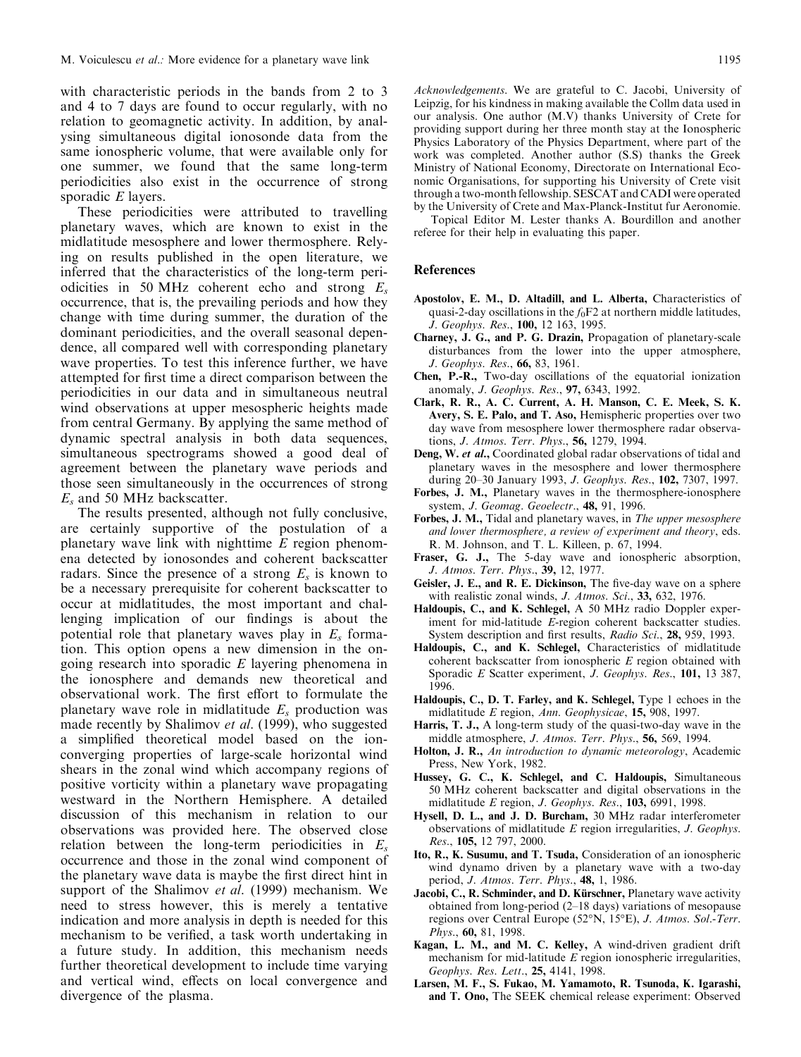with characteristic periods in the bands from 2 to 3 and 4 to 7 days are found to occur regularly, with no relation to geomagnetic activity. In addition, by analysing simultaneous digital ionosonde data from the same ionospheric volume, that were available only for one summer, we found that the same long-term periodicities also exist in the occurrence of strong sporadic *E* layers.

These periodicities were attributed to travelling planetary waves, which are known to exist in the midlatitude mesosphere and lower thermosphere. Relying on results published in the open literature, we inferred that the characteristics of the long-term periodicities in 50 MHz coherent echo and strong $E_s$ occurrence, that is, the prevailing periods and how they change with time during summer, the duration of the dominant periodicities, and the overall seasonal dependence, all compared well with corresponding planetary wave properties. To test this inference further, we have attempted for first time a direct comparison between the periodicities in our data and in simultaneous neutral wind observations at upper mesospheric heights made from central Germany. By applying the same method of dynamic spectral analysis in both data sequences, simultaneous spectrograms showed a good deal of agreement between the planetary wave periods and those seen simultaneously in the occurrences of strong $E_s$ and 50 MHz backscatter.

The results presented, although not fully conclusive, are certainly supportive of the postulation of a planetary wave link with nighttime *E* region phenomena detected by ionosondes and coherent backscatter radars. Since the presence of a strong $E_s$ is known to be a necessary prerequisite for coherent backscatter to occur at midlatitudes, the most important and challenging implication of our findings is about the potential role that planetary waves play in $E_s$ formation. This option opens a new dimension in the ongoing research into sporadic *E* layering phenomena in the ionosphere and demands new theoretical and observational work. The first effort to formulate the planetary wave role in midlatitude $E_s$ production was made recently by Shalimov *et al*. (1999), who suggested a simplified theoretical model based on the ion-converging properties of large-scale horizontal wind shears in the zonal wind which accompany regions of positive vorticity within a planetary wave propagating westward in the Northern Hemisphere. A detailed discussion of this mechanism in relation to our observations was provided here. The observed close relation between the long-term periodicities in $E_s$ occurrence and those in the zonal wind component of the planetary wave data is maybe the first direct hint in support of the Shalimov *et al*. (1999) mechanism. We need to stress however, this is merely a tentative indication and more analysis in depth is needed for this mechanism to be verified, a task worth undertaking in a future study. In addition, this mechanism needs further theoretical development to include time varying and vertical wind, effects on local convergence and divergence of the plasma.

*Acknowledgements*. We are grateful to C. Jacobi, University of Leipzig, for his kindness in making available the Collm data used in our analysis. One author (M.V) thanks University of Crete for providing support during her three month stay at the Ionospheric Physics Laboratory of the Physics Department, where part of the work was completed. Another author (S.S) thanks the Greek Ministry of National Economy, Directorate on International Economic Organisations, for supporting his University of Crete visit through a two-month fellowship. SESCAT and CADI were operated by the University of Crete and Max-Planck-Institut fur Aeronomie.

Topical Editor M. Lester thanks A. Bourdillon and another referee for their help in evaluating this paper.

## References

**Apostolov, E. M., D. Altadill, and L. Alberta,** Characteristics of quasi-2-day oscillations in the $f_0$F2 at northern middle latitudes, *J. Geophys. Res*., **100,** 12 163, 1995.

**Charney, J. G., and P. G. Drazin,** Propagation of planetary-scale disturbances from the lower into the upper atmosphere, *J. Geophys. Res*., **66,** 83, 1961.

**Chen, P.-R.,** Two-day oscillations of the equatorial ionization anomaly, *J. Geophys. Res*., **97,** 6343, 1992.

**Clark, R. R., A. C. Current, A. H. Manson, C. E. Meek, S. K. Avery, S. E. Palo, and T. Aso,** Hemispheric properties over two day wave from mesosphere lower thermosphere radar observations, *J. Atmos. Terr. Phys*., **56,** 1279, 1994.

**Deng, W. *et al*.,** Coordinated global radar observations of tidal and planetary waves in the mesosphere and lower thermosphere during 20–30 January 1993, *J. Geophys. Res*., **102,** 7307, 1997.

**Forbes, J. M.,** Planetary waves in the thermosphere-ionosphere system, *J. Geomag. Geoelectr*., **48,** 91, 1996.

**Forbes, J. M.,** Tidal and planetary waves, in *The upper mesosphere and lower thermosphere, a review of experiment and theory*, eds. R. M. Johnson, and T. L. Killeen, p. 67, 1994.

**Fraser, G. J.,** The 5-day wave and ionospheric absorption, *J. Atmos. Terr. Phys*., **39,** 12, 1977.

**Geisler, J. E., and R. E. Dickinson,** The five-day wave on a sphere with realistic zonal winds, *J. Atmos. Sci*., **33,** 632, 1976.

**Haldoupis, C., and K. Schlegel,** A 50 MHz radio Doppler experiment for mid-latitude *E*-region coherent backscatter studies. System description and first results, *Radio Sci*., **28,** 959, 1993.

**Haldoupis, C., and K. Schlegel,** Characteristics of midlatitude coherent backscatter from ionospheric *E* region obtained with Sporadic *E* Scatter experiment, *J. Geophys. Res*., **101,** 13 387, 1996.

**Haldoupis, C., D. T. Farley, and K. Schlegel,** Type 1 echoes in the midlatitude *E* region, *Ann. Geophysicae*, **15,** 908, 1997.

**Harris, T. J.,** A long-term study of the quasi-two-day wave in the middle atmosphere, *J. Atmos. Terr. Phys*., **56,** 569, 1994.

**Holton, J. R.,** *An introduction to dynamic meteorology*, Academic Press, New York, 1982.

**Hussey, G. C., K. Schlegel, and C. Haldoupis,** Simultaneous 50 MHz coherent backscatter and digital observations in the midlatitude *E* region, *J. Geophys. Res*., **103,** 6991, 1998.

**Hysell, D. L., and J. D. Burcham,** 30 MHz radar interferometer observations of midlatitude *E* region irregularities, *J. Geophys. Res*., **105,** 12 797, 2000.

**Ito, R., K. Susumu, and T. Tsuda,** Consideration of an ionospheric wind dynamo driven by a planetary wave with a two-day period, *J. Atmos. Terr. Phys*., **48,** 1, 1986.

**Jacobi, C., R. Schminder, and D. Kürschner,** Planetary wave activity obtained from long-period (2–18 days) variations of mesopause regions over Central Europe (52°N, 15°E), *J. Atmos. Sol.-Terr. Phys*., **60,** 81, 1998.

**Kagan, L. M., and M. C. Kelley,** A wind-driven gradient drift mechanism for mid-latitude *E* region ionospheric irregularities, *Geophys. Res. Lett*., **25,** 4141, 1998.

**Larsen, M. F., S. Fukao, M. Yamamoto, R. Tsunoda, K. Igarashi, and T. Ono,** The SEEK chemical release experiment: Observed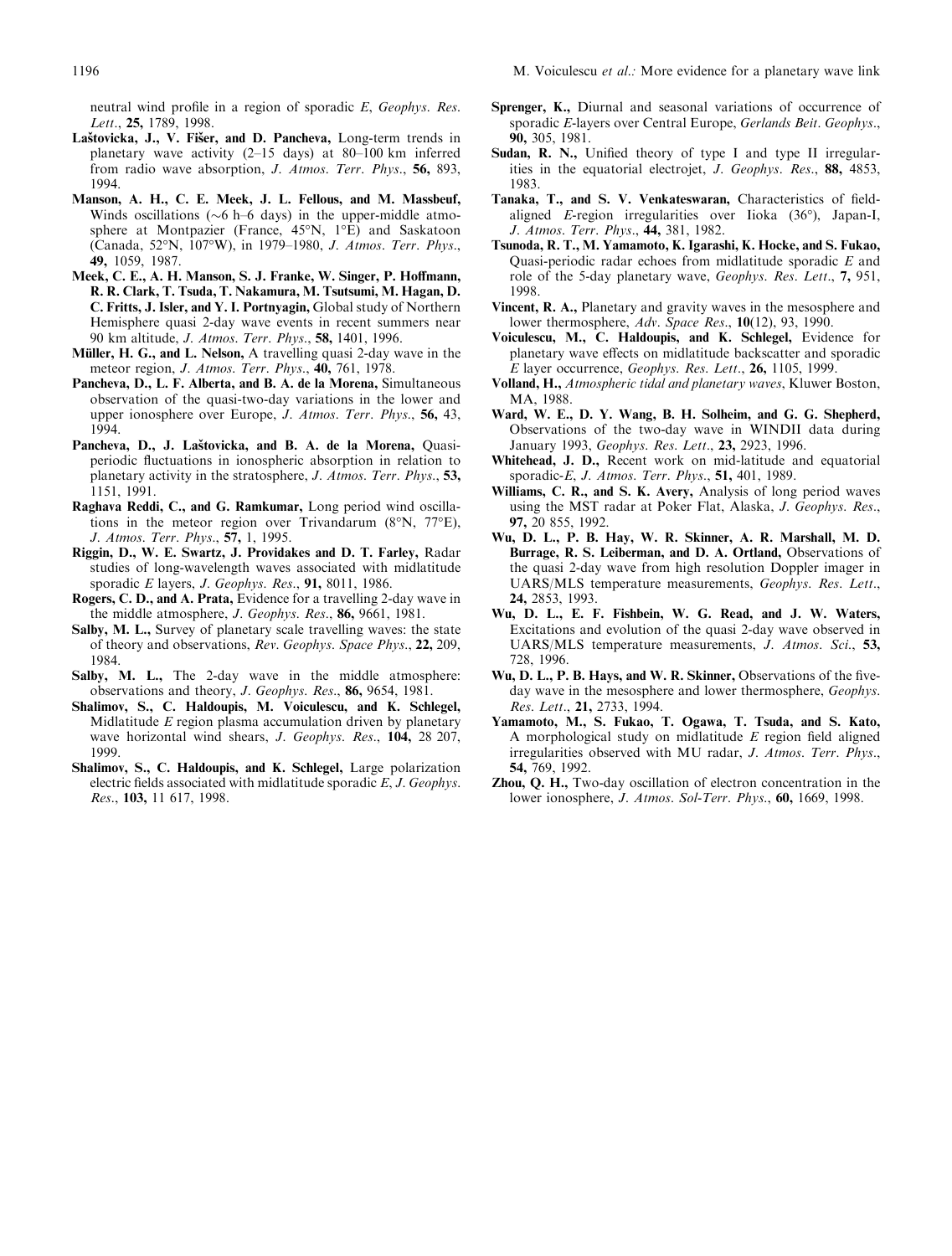neutral wind profile in a region of sporadic *E*, *Geophys. Res. Lett.*, **25,** 1789, 1998.

**Laštovicka, J., V. Fišer, and D. Pancheva,** Long-term trends in planetary wave activity (2–15 days) at 80–100 km inferred from radio wave absorption, *J. Atmos. Terr. Phys.*, **56,** 893, 1994.

**Manson, A. H., C. E. Meek, J. L. Fellous, and M. Massbeuf,** Winds oscillations (~6 h–6 days) in the upper-middle atmosphere at Montpazier (France, 45°N, 1°E) and Saskatoon (Canada, 52°N, 107°W), in 1979–1980, *J. Atmos. Terr. Phys.*, **49,** 1059, 1987.

**Meek, C. E., A. H. Manson, S. J. Franke, W. Singer, P. Hoffmann, R. R. Clark, T. Tsuda, T. Nakamura, M. Tsutsumi, M. Hagan, D. C. Fritts, J. Isler, and Y. I. Portnyagin,** Global study of Northern Hemisphere quasi 2-day wave events in recent summers near 90 km altitude, *J. Atmos. Terr. Phys.*, **58,** 1401, 1996.

**Müller, H. G., and L. Nelson,** A travelling quasi 2-day wave in the meteor region, *J. Atmos. Terr. Phys.*, **40,** 761, 1978.

**Pancheva, D., L. F. Alberta, and B. A. de la Morena,** Simultaneous observation of the quasi-two-day variations in the lower and upper ionosphere over Europe, *J. Atmos. Terr. Phys.*, **56,** 43, 1994.

**Pancheva, D., J. Laštovicka, and B. A. de la Morena,** Quasi-periodic fluctuations in ionospheric absorption in relation to planetary activity in the stratosphere, *J. Atmos. Terr. Phys.*, **53,** 1151, 1991.

**Raghava Reddi, C., and G. Ramkumar,** Long period wind oscillations in the meteor region over Trivandarum (8°N, 77°E), *J. Atmos. Terr. Phys.*, **57,** 1, 1995.

**Riggin, D., W. E. Swartz, J. Providakes and D. T. Farley,** Radar studies of long-wavelength waves associated with midlatitude sporadic *E* layers, *J. Geophys. Res.*, **91,** 8011, 1986.

**Rogers, C. D., and A. Prata,** Evidence for a travelling 2-day wave in the middle atmosphere, *J. Geophys. Res.*, **86,** 9661, 1981.

**Salby, M. L.,** Survey of planetary scale travelling waves: the state of theory and observations, *Rev. Geophys. Space Phys.*, **22,** 209, 1984.

**Salby, M. L.,** The 2-day wave in the middle atmosphere: observations and theory, *J. Geophys. Res.*, **86,** 9654, 1981.

**Shalimov, S., C. Haldoupis, M. Voiculescu, and K. Schlegel,** Midlatitude *E* region plasma accumulation driven by planetary wave horizontal wind shears, *J. Geophys. Res.*, **104,** 28 207, 1999.

**Shalimov, S., C. Haldoupis, and K. Schlegel,** Large polarization electric fields associated with midlatitude sporadic *E*, *J. Geophys. Res.*, **103,** 11 617, 1998.

**Sprenger, K.,** Diurnal and seasonal variations of occurrence of sporadic *E*-layers over Central Europe, *Gerlands Beit. Geophys.*, **90,** 305, 1981.

**Sudan, R. N.,** Unified theory of type I and type II irregularities in the equatorial electrojet, *J. Geophys. Res.*, **88,** 4853, 1983.

**Tanaka, T., and S. V. Venkateswaran,** Characteristics of field-aligned *E*-region irregularities over Iioka (36°), Japan-I, *J. Atmos. Terr. Phys.*, **44,** 381, 1982.

**Tsunoda, R. T., M. Yamamoto, K. Igarashi, K. Hocke, and S. Fukao,** Quasi-periodic radar echoes from midlatitude sporadic *E* and role of the 5-day planetary wave, *Geophys. Res. Lett.*, **7,** 951, 1998.

**Vincent, R. A.,** Planetary and gravity waves in the mesosphere and lower thermosphere, *Adv. Space Res.*, **10**(12), 93, 1990.

**Voiculescu, M., C. Haldoupis, and K. Schlegel,** Evidence for planetary wave effects on midlatitude backscatter and sporadic *E* layer occurrence, *Geophys. Res. Lett.*, **26,** 1105, 1999.

**Volland, H.,** *Atmospheric tidal and planetary waves*, Kluwer Boston, MA, 1988.

**Ward, W. E., D. Y. Wang, B. H. Solheim, and G. G. Shepherd,** Observations of the two-day wave in WINDII data during January 1993, *Geophys. Res. Lett.*, **23,** 2923, 1996.

**Whitehead, J. D.,** Recent work on mid-latitude and equatorial sporadic-*E*, *J. Atmos. Terr. Phys.*, **51,** 401, 1989.

**Williams, C. R., and S. K. Avery,** Analysis of long period waves using the MST radar at Poker Flat, Alaska, *J. Geophys. Res.*, **97,** 20 855, 1992.

**Wu, D. L., P. B. Hay, W. R. Skinner, A. R. Marshall, M. D. Burrage, R. S. Leiberman, and D. A. Ortland,** Observations of the quasi 2-day wave from high resolution Doppler imager in UARS/MLS temperature measurements, *Geophys. Res. Lett.*, **24,** 2853, 1993.

**Wu, D. L., E. F. Fishbein, W. G. Read, and J. W. Waters,** Excitations and evolution of the quasi 2-day wave observed in UARS/MLS temperature measurements, *J. Atmos. Sci.*, **53,** 728, 1996.

**Wu, D. L., P. B. Hays, and W. R. Skinner,** Observations of the five-day wave in the mesosphere and lower thermosphere, *Geophys. Res. Lett.*, **21,** 2733, 1994.

**Yamamoto, M., S. Fukao, T. Ogawa, T. Tsuda, and S. Kato,** A morphological study on midlatitude *E* region field aligned irregularities observed with MU radar, *J. Atmos. Terr. Phys.*, **54,** 769, 1992.

**Zhou, Q. H.,** Two-day oscillation of electron concentration in the lower ionosphere, *J. Atmos. Sol-Terr. Phys.*, **60,** 1669, 1998.